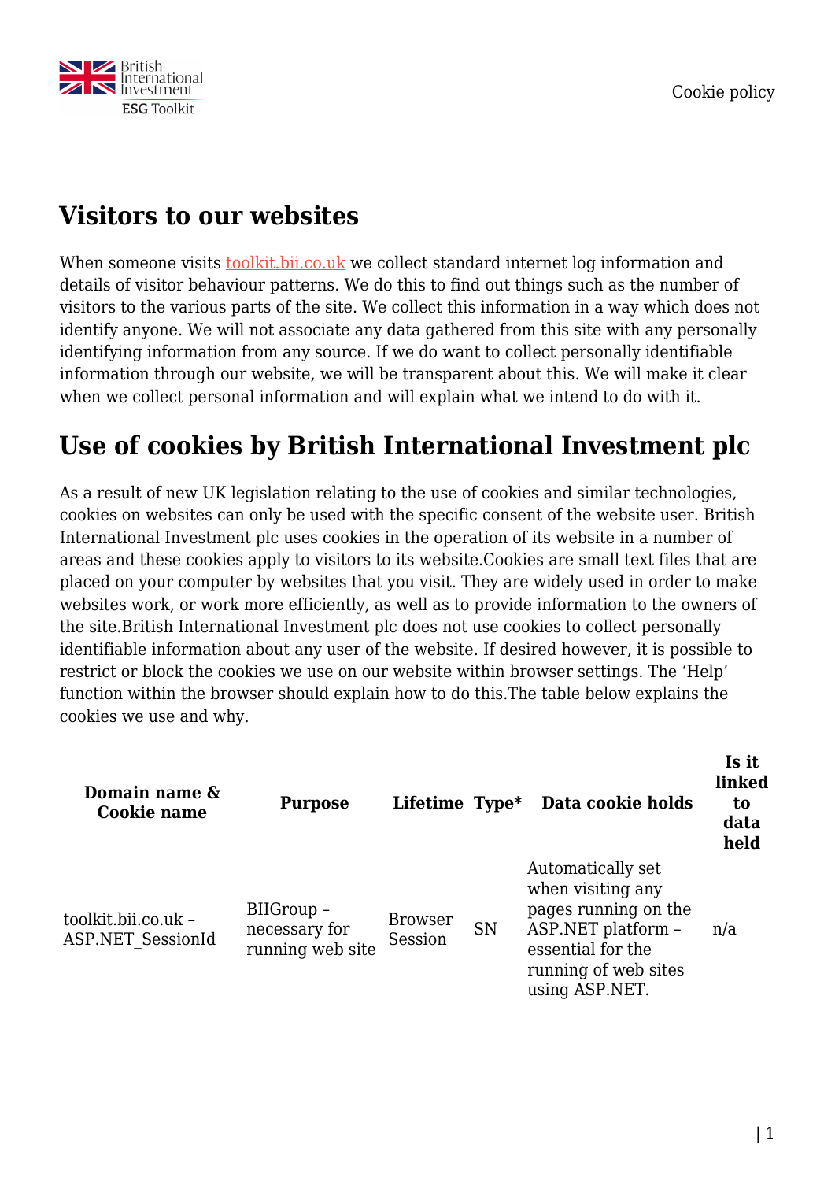## Visitors to our websites

When someone visits toolkit.bii.co.uk we collect standard internet log information and details of visitor behaviour patterns. We do this to find out things such as the number of visitors to the various parts of the site. We collect this information in a way which does not identify anyone. We will not associate any data gathered from this site with any personally identifying information from any source. If we do want to collect personally identifiable information through our website, we will be transparent about this. We will make it clear when we collect personal information and will explain what we intend to do with it.

## Use of cookies by British International Investment plc

As a result of new UK legislation relating to the use of cookies and similar technologies, cookies on websites can only be used with the specific consent of the website user. British International Investment plc uses cookies in the operation of its website in a number of areas and these cookies apply to visitors to its website.Cookies are small text files that are placed on your computer by websites that you visit. They are widely used in order to make websites work, or work more efficiently, as well as to provide information to the owners of the site.British International Investment plc does not use cookies to collect personally identifiable information about any user of the website. If desired however, it is possible to restrict or block the cookies we use on our website within browser settings. The 'Help' function within the browser should explain how to do this.The table below explains the cookies we use and why.

| Domain name & Cookie name | Purpose | Lifetime | Type* | Data cookie holds | Is it linked to data held |
|---|---|---|---|---|---|
| toolkit.bii.co.uk – ASP.NET_SessionId | BIIGroup – necessary for running web site | Browser Session | SN | Automatically set when visiting any pages running on the ASP.NET platform – essential for the running of web sites using ASP.NET. | n/a |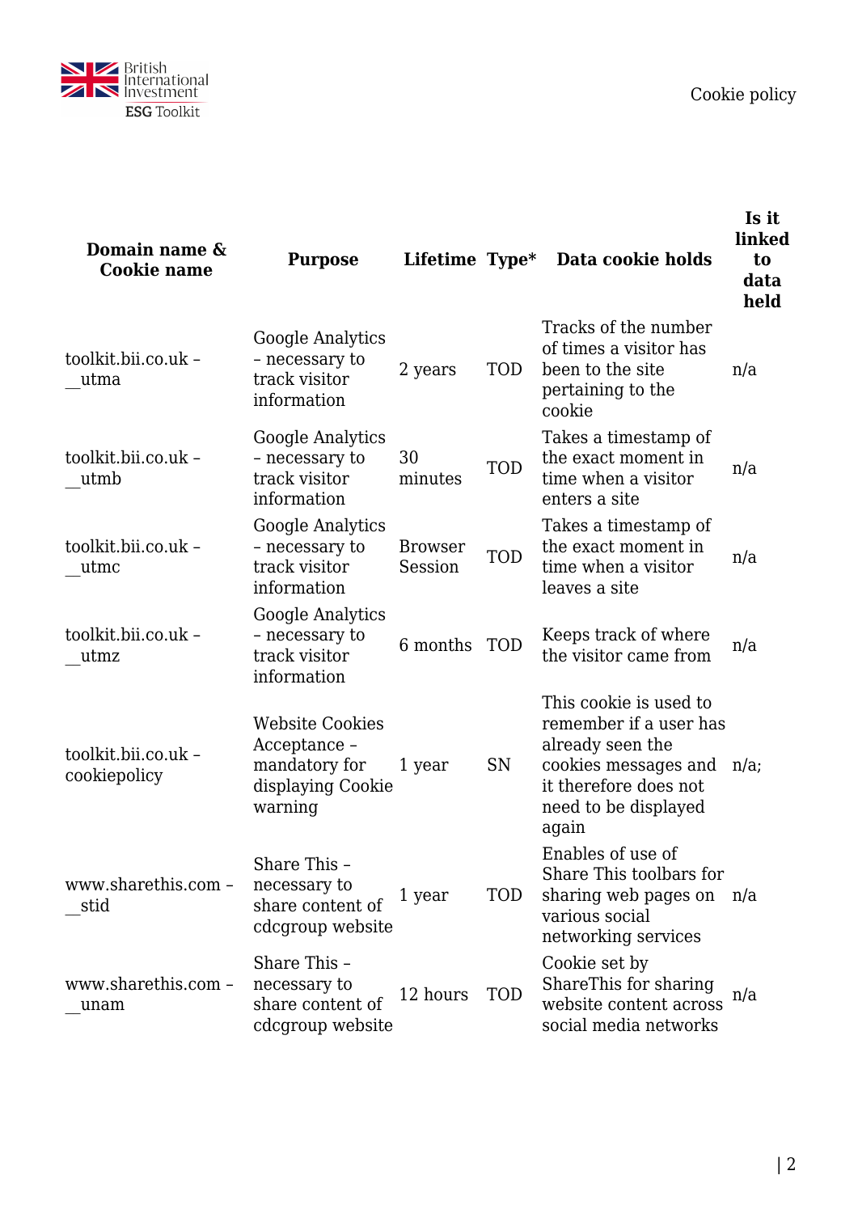| Domain name & Cookie name | Purpose | Lifetime | Type* | Data cookie holds | Is it linked to data held |
|---|---|---|---|---|---|
| toolkit.bii.co.uk – __utma | Google Analytics – necessary to track visitor information | 2 years | TOD | Tracks of the number of times a visitor has been to the site pertaining to the cookie | n/a |
| toolkit.bii.co.uk – __utmb | Google Analytics – necessary to track visitor information | 30 minutes | TOD | Takes a timestamp of the exact moment in time when a visitor enters a site | n/a |
| toolkit.bii.co.uk – __utmc | Google Analytics – necessary to track visitor information | Browser Session | TOD | Takes a timestamp of the exact moment in time when a visitor leaves a site | n/a |
| toolkit.bii.co.uk – __utmz | Google Analytics – necessary to track visitor information | 6 months | TOD | Keeps track of where the visitor came from | n/a |
| toolkit.bii.co.uk – cookiepolicy | Website Cookies Acceptance – mandatory for displaying Cookie warning | 1 year | SN | This cookie is used to remember if a user has already seen the cookies messages and it therefore does not need to be displayed again | n/a; |
| www.sharethis.com – __stid | Share This – necessary to share content of cdcgroup website | 1 year | TOD | Enables of use of Share This toolbars for sharing web pages on various social networking services | n/a |
| www.sharethis.com – __unam | Share This – necessary to share content of cdcgroup website | 12 hours | TOD | Cookie set by ShareThis for sharing website content across social media networks | n/a |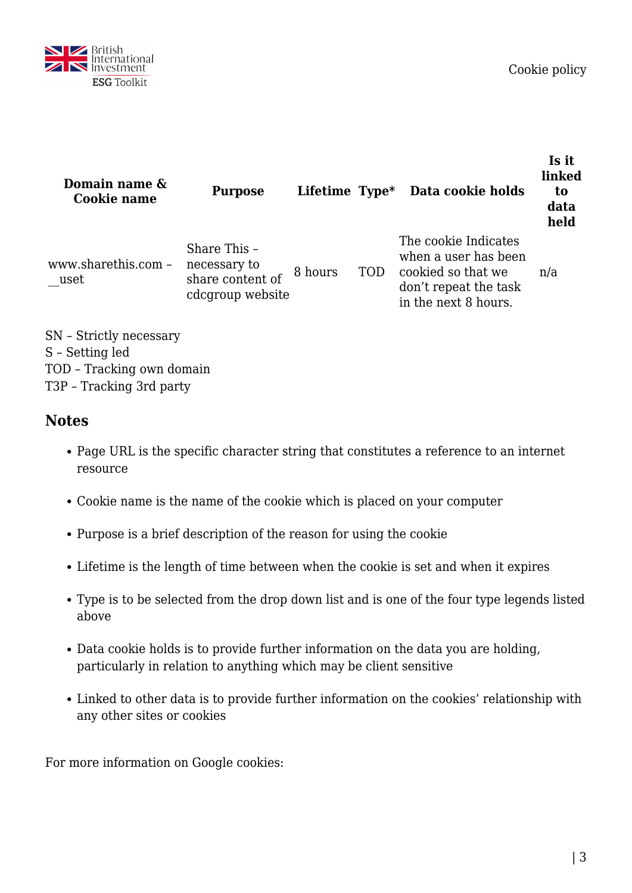| Domain name & Cookie name | Purpose | Lifetime | Type* | Data cookie holds | Is it linked to data held |
|---|---|---|---|---|---|
| www.sharethis.com – __uset | Share This – necessary to share content of cdcgroup website | 8 hours | TOD | The cookie Indicates when a user has been cookied so that we don't repeat the task in the next 8 hours. | n/a |

SN – Strictly necessary
S – Setting led
TOD – Tracking own domain
T3P – Tracking 3rd party

## Notes

- Page URL is the specific character string that constitutes a reference to an internet resource
- Cookie name is the name of the cookie which is placed on your computer
- Purpose is a brief description of the reason for using the cookie
- Lifetime is the length of time between when the cookie is set and when it expires
- Type is to be selected from the drop down list and is one of the four type legends listed above
- Data cookie holds is to provide further information on the data you are holding, particularly in relation to anything which may be client sensitive
- Linked to other data is to provide further information on the cookies' relationship with any other sites or cookies

For more information on Google cookies: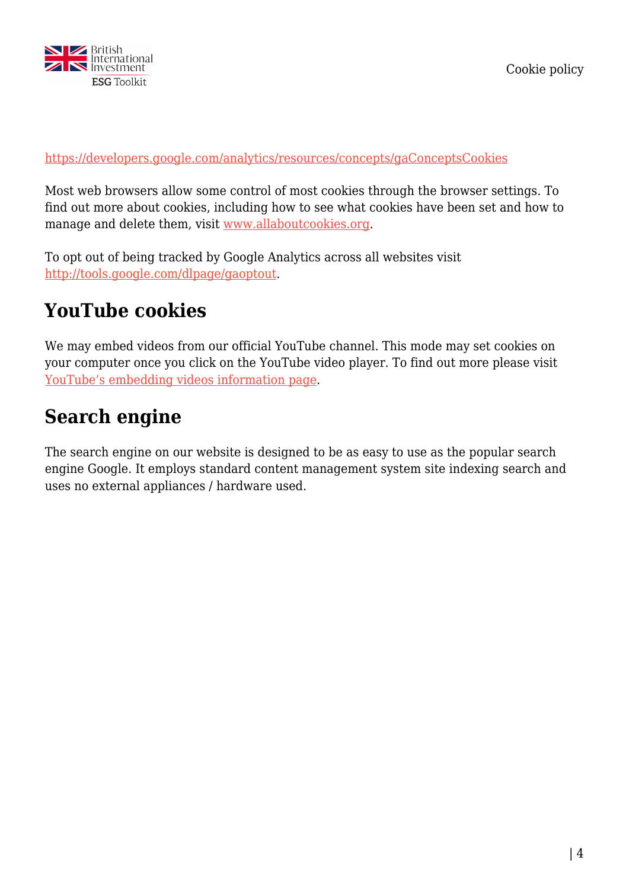https://developers.google.com/analytics/resources/concepts/gaConceptsCookies

Most web browsers allow some control of most cookies through the browser settings. To find out more about cookies, including how to see what cookies have been set and how to manage and delete them, visit www.allaboutcookies.org.

To opt out of being tracked by Google Analytics across all websites visit http://tools.google.com/dlpage/gaoptout.

## YouTube cookies

We may embed videos from our official YouTube channel. This mode may set cookies on your computer once you click on the YouTube video player. To find out more please visit YouTube's embedding videos information page.

## Search engine

The search engine on our website is designed to be as easy to use as the popular search engine Google. It employs standard content management system site indexing search and uses no external appliances / hardware used.